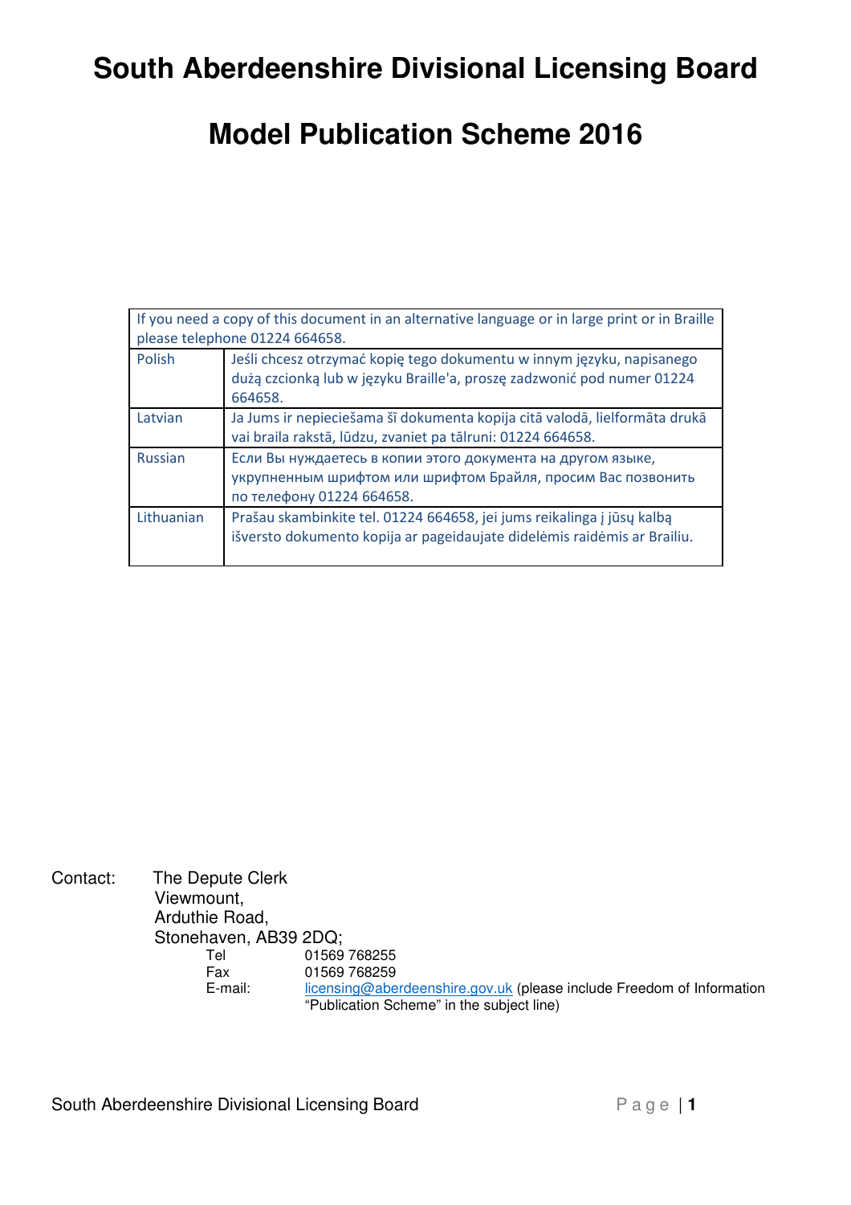# South Aberdeenshire Divisional Licensing Board

# Model Publication Scheme 2016

| If you need a copy of this document in an alternative language or in large print or in Braille please telephone 01224 664658. | |
|---|---|
| Polish | Jeśli chcesz otrzymać kopię tego dokumentu w innym języku, napisanego dużą czcionką lub w języku Braille'a, proszę zadzwonić pod numer 01224 664658. |
| Latvian | Ja Jums ir nepieciešama šī dokumenta kopija citā valodā, lielformāta drukā vai braila rakstā, lūdzu, zvaniet pa tālruni: 01224 664658. |
| Russian | Если Вы нуждаетесь в копии этого документа на другом языке, укрупненным шрифтом или шрифтом Брайля, просим Вас позвонить по телефону 01224 664658. |
| Lithuanian | Prašau skambinkite tel. 01224 664658, jei jums reikalinga į jūsų kalbą išversto dokumento kopija ar pageidaujate didelėmis raidėmis ar Brailiu. |

Contact: The Depute Clerk
Viewmount,
Arduthie Road,
Stonehaven, AB39 2DQ;

Tel 01569 768255
Fax 01569 768259
E-mail: licensing@aberdeenshire.gov.uk (please include Freedom of Information "Publication Scheme" in the subject line)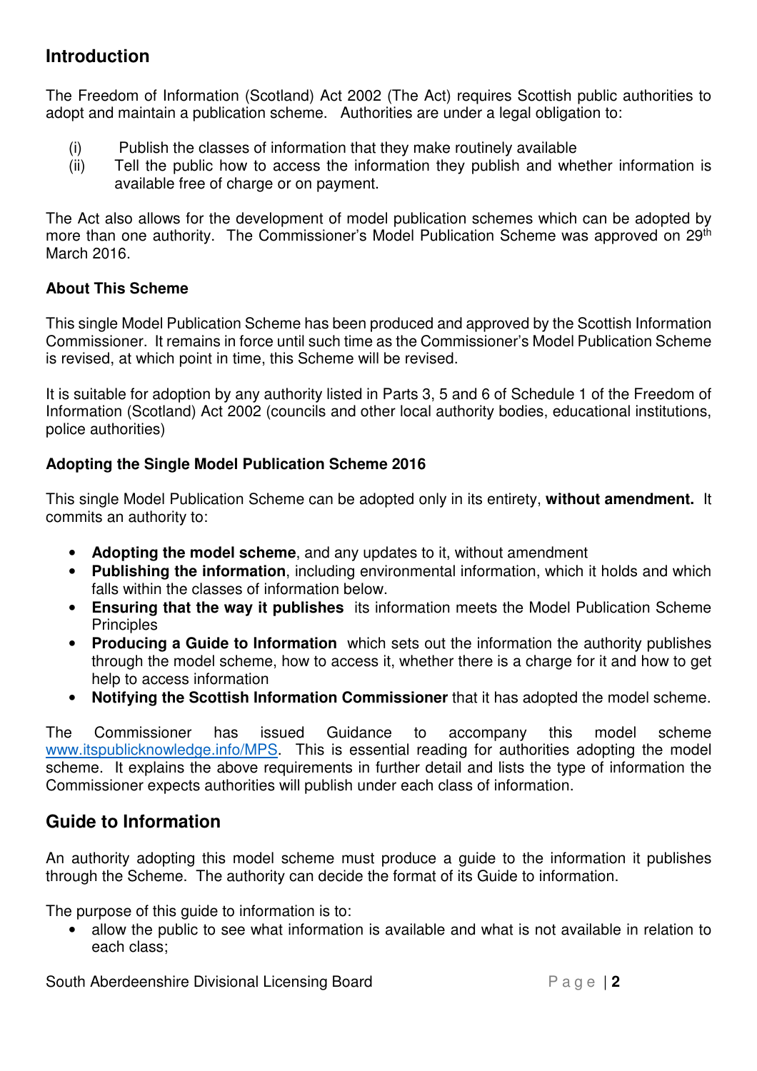## Introduction

The Freedom of Information (Scotland) Act 2002 (The Act) requires Scottish public authorities to adopt and maintain a publication scheme. Authorities are under a legal obligation to:

(i) Publish the classes of information that they make routinely available
(ii) Tell the public how to access the information they publish and whether information is available free of charge or on payment.

The Act also allows for the development of model publication schemes which can be adopted by more than one authority. The Commissioner's Model Publication Scheme was approved on 29th March 2016.

**About This Scheme**

This single Model Publication Scheme has been produced and approved by the Scottish Information Commissioner. It remains in force until such time as the Commissioner's Model Publication Scheme is revised, at which point in time, this Scheme will be revised.

It is suitable for adoption by any authority listed in Parts 3, 5 and 6 of Schedule 1 of the Freedom of Information (Scotland) Act 2002 (councils and other local authority bodies, educational institutions, police authorities)

**Adopting the Single Model Publication Scheme 2016**

This single Model Publication Scheme can be adopted only in its entirety, **without amendment.** It commits an authority to:

- **Adopting the model scheme**, and any updates to it, without amendment
- **Publishing the information**, including environmental information, which it holds and which falls within the classes of information below.
- **Ensuring that the way it publishes** its information meets the Model Publication Scheme Principles
- **Producing a Guide to Information** which sets out the information the authority publishes through the model scheme, how to access it, whether there is a charge for it and how to get help to access information
- **Notifying the Scottish Information Commissioner** that it has adopted the model scheme.

The Commissioner has issued Guidance to accompany this model scheme www.itspublicknowledge.info/MPS. This is essential reading for authorities adopting the model scheme. It explains the above requirements in further detail and lists the type of information the Commissioner expects authorities will publish under each class of information.

## Guide to Information

An authority adopting this model scheme must produce a guide to the information it publishes through the Scheme. The authority can decide the format of its Guide to information.

The purpose of this guide to information is to:

- allow the public to see what information is available and what is not available in relation to each class;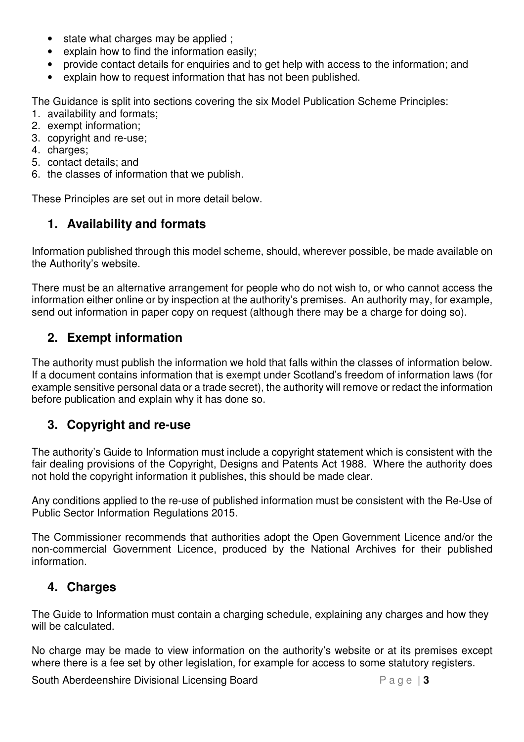- state what charges may be applied ;
- explain how to find the information easily;
- provide contact details for enquiries and to get help with access to the information; and
- explain how to request information that has not been published.

The Guidance is split into sections covering the six Model Publication Scheme Principles:

1. availability and formats;
2. exempt information;
3. copyright and re-use;
4. charges;
5. contact details; and
6. the classes of information that we publish.

These Principles are set out in more detail below.

## 1. Availability and formats

Information published through this model scheme, should, wherever possible, be made available on the Authority's website.

There must be an alternative arrangement for people who do not wish to, or who cannot access the information either online or by inspection at the authority's premises. An authority may, for example, send out information in paper copy on request (although there may be a charge for doing so).

## 2. Exempt information

The authority must publish the information we hold that falls within the classes of information below. If a document contains information that is exempt under Scotland's freedom of information laws (for example sensitive personal data or a trade secret), the authority will remove or redact the information before publication and explain why it has done so.

## 3. Copyright and re-use

The authority's Guide to Information must include a copyright statement which is consistent with the fair dealing provisions of the Copyright, Designs and Patents Act 1988. Where the authority does not hold the copyright information it publishes, this should be made clear.

Any conditions applied to the re-use of published information must be consistent with the Re-Use of Public Sector Information Regulations 2015.

The Commissioner recommends that authorities adopt the Open Government Licence and/or the non-commercial Government Licence, produced by the National Archives for their published information.

## 4. Charges

The Guide to Information must contain a charging schedule, explaining any charges and how they will be calculated.

No charge may be made to view information on the authority's website or at its premises except where there is a fee set by other legislation, for example for access to some statutory registers.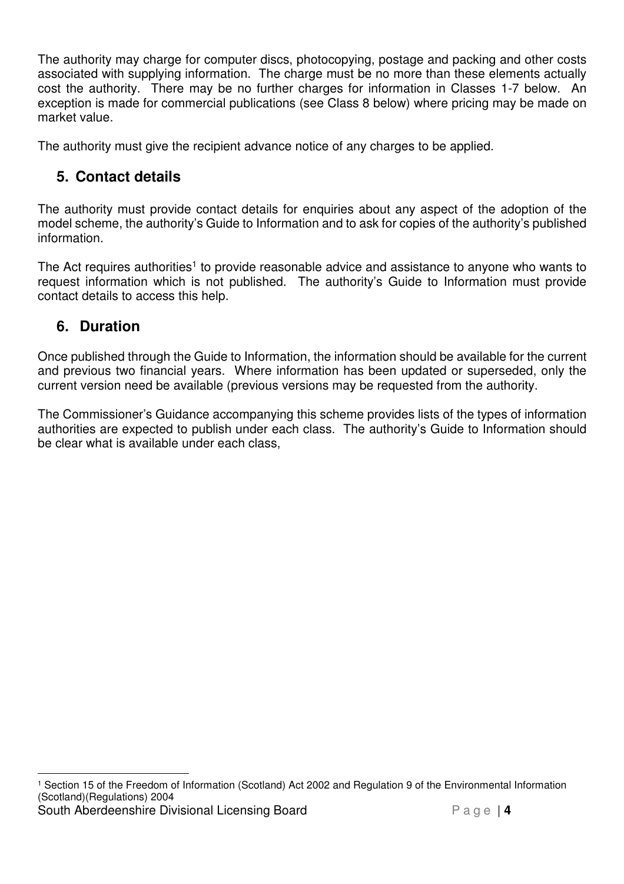The authority may charge for computer discs, photocopying, postage and packing and other costs associated with supplying information. The charge must be no more than these elements actually cost the authority. There may be no further charges for information in Classes 1-7 below. An exception is made for commercial publications (see Class 8 below) where pricing may be made on market value.

The authority must give the recipient advance notice of any charges to be applied.

## 5. Contact details

The authority must provide contact details for enquiries about any aspect of the adoption of the model scheme, the authority's Guide to Information and to ask for copies of the authority's published information.

The Act requires authorities[1] to provide reasonable advice and assistance to anyone who wants to request information which is not published. The authority's Guide to Information must provide contact details to access this help.

## 6. Duration

Once published through the Guide to Information, the information should be available for the current and previous two financial years. Where information has been updated or superseded, only the current version need be available (previous versions may be requested from the authority.

The Commissioner's Guidance accompanying this scheme provides lists of the types of information authorities are expected to publish under each class. The authority's Guide to Information should be clear what is available under each class,

---

[1] Section 15 of the Freedom of Information (Scotland) Act 2002 and Regulation 9 of the Environmental Information (Scotland)(Regulations) 2004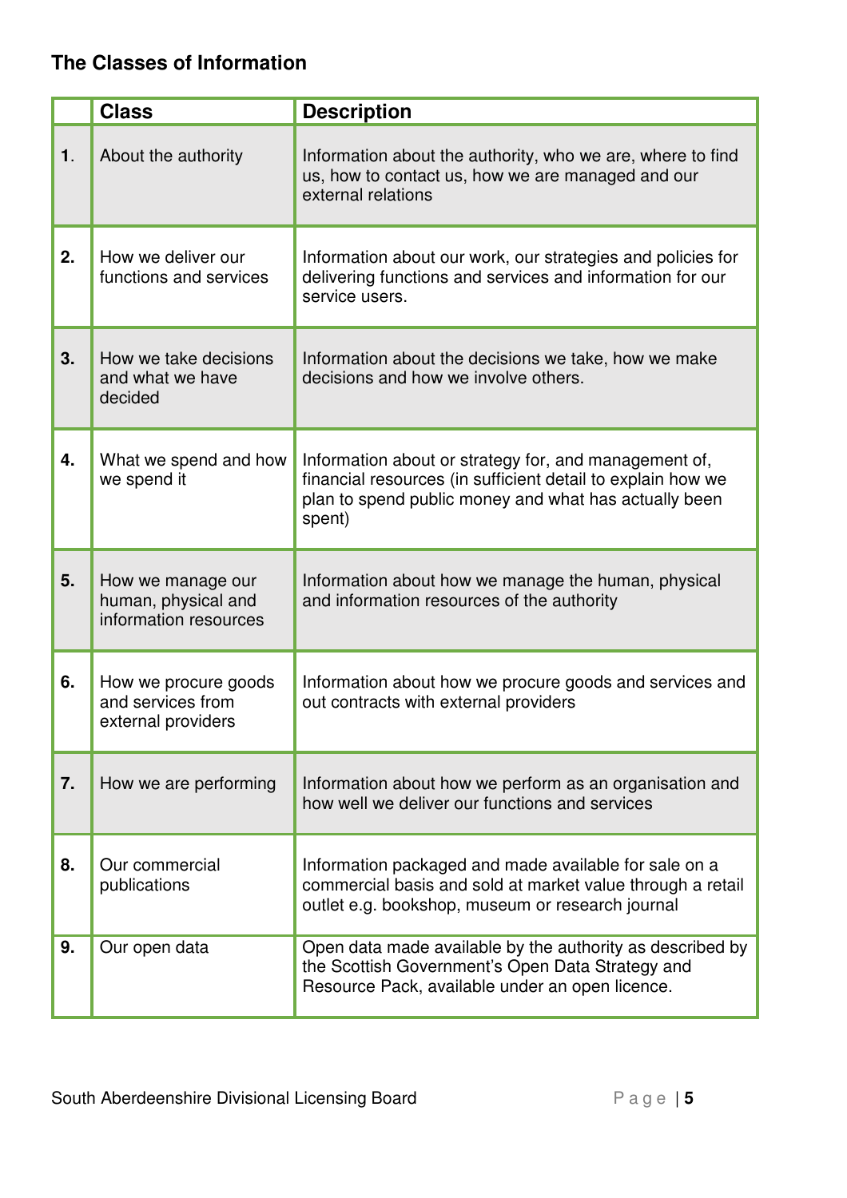## The Classes of Information

| | Class | Description |
|---|---|---|
| 1. | About the authority | Information about the authority, who we are, where to find us, how to contact us, how we are managed and our external relations |
| 2. | How we deliver our functions and services | Information about our work, our strategies and policies for delivering functions and services and information for our service users. |
| 3. | How we take decisions and what we have decided | Information about the decisions we take, how we make decisions and how we involve others. |
| 4. | What we spend and how we spend it | Information about or strategy for, and management of, financial resources (in sufficient detail to explain how we plan to spend public money and what has actually been spent) |
| 5. | How we manage our human, physical and information resources | Information about how we manage the human, physical and information resources of the authority |
| 6. | How we procure goods and services from external providers | Information about how we procure goods and services and out contracts with external providers |
| 7. | How we are performing | Information about how we perform as an organisation and how well we deliver our functions and services |
| 8. | Our commercial publications | Information packaged and made available for sale on a commercial basis and sold at market value through a retail outlet e.g. bookshop, museum or research journal |
| 9. | Our open data | Open data made available by the authority as described by the Scottish Government's Open Data Strategy and Resource Pack, available under an open licence. |